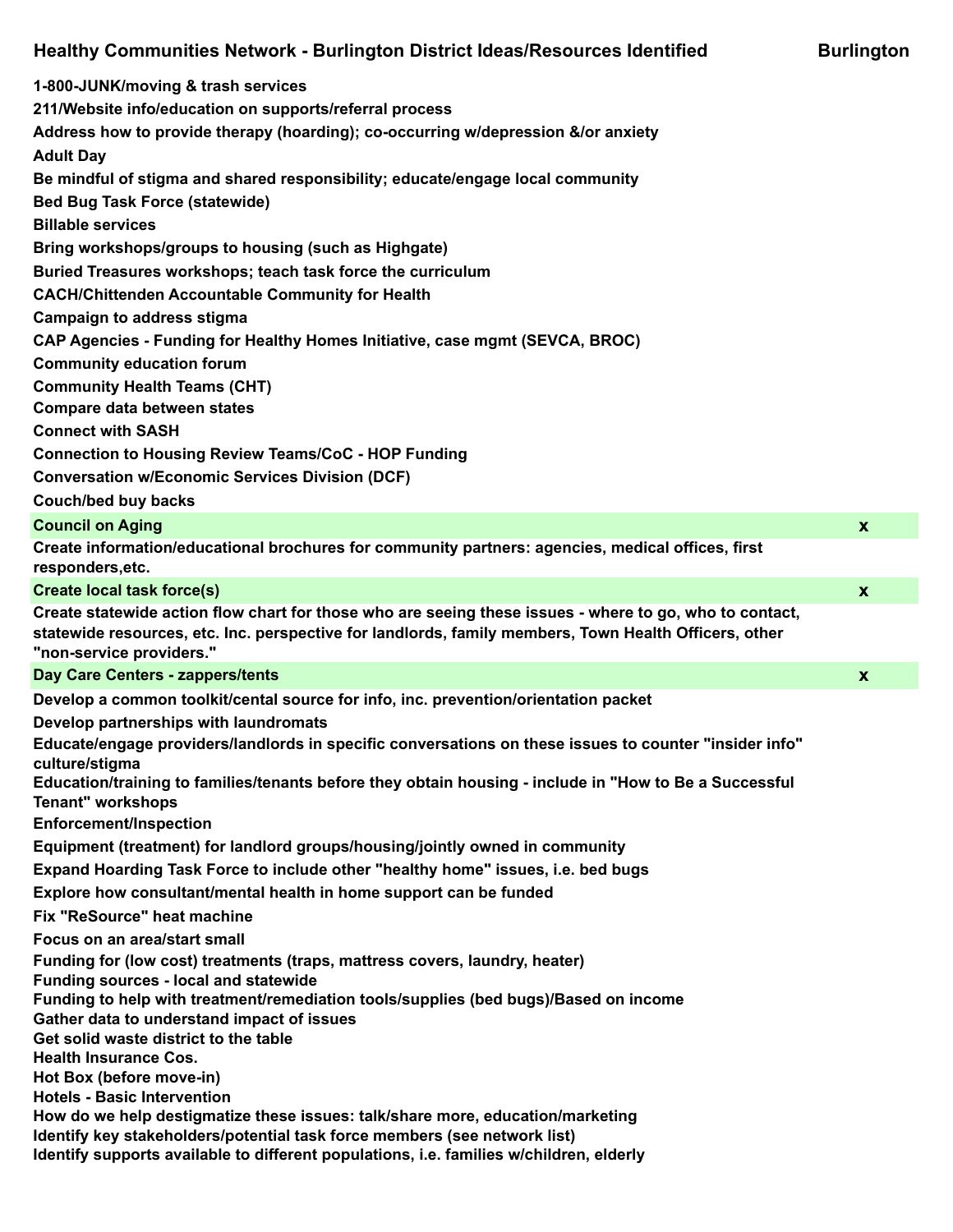| Healthy Communities Network - Burlington District Ideas/Resources Identified | Burlington |
|---|---|
| 1-800-JUNK/moving & trash services | |
| 211/Website info/education on supports/referral process | |
| Address how to provide therapy (hoarding); co-occurring w/depression &/or anxiety | |
| Adult Day | |
| Be mindful of stigma and shared responsibility; educate/engage local community | |
| Bed Bug Task Force (statewide) | |
| Billable services | |
| Bring workshops/groups to housing (such as Highgate) | |
| Buried Treasures workshops; teach task force the curriculum | |
| CACH/Chittenden Accountable Community for Health | |
| Campaign to address stigma | |
| CAP Agencies - Funding for Healthy Homes Initiative, case mgmt (SEVCA, BROC) | |
| Community education forum | |
| Community Health Teams (CHT) | |
| Compare data between states | |
| Connect with SASH | |
| Connection to Housing Review Teams/CoC - HOP Funding | |
| Conversation w/Economic Services Division (DCF) | |
| Couch/bed buy backs | |
| Council on Aging | x |
| Create information/educational brochures for community partners: agencies, medical offices, first responders,etc. | |
| Create local task force(s) | x |
| Create statewide action flow chart for those who are seeing these issues - where to go, who to contact, statewide resources, etc. Inc. perspective for landlords, family members, Town Health Officers, other "non-service providers." | |
| Day Care Centers - zappers/tents | x |
| Develop a common toolkit/cental source for info, inc. prevention/orientation packet | |
| Develop partnerships with laundromats | |
| Educate/engage providers/landlords in specific conversations on these issues to counter "insider info" culture/stigma | |
| Education/training to families/tenants before they obtain housing - include in "How to Be a Successful Tenant" workshops | |
| Enforcement/Inspection | |
| Equipment (treatment) for landlord groups/housing/jointly owned in community | |
| Expand Hoarding Task Force to include other "healthy home" issues, i.e. bed bugs | |
| Explore how consultant/mental health in home support can be funded | |
| Fix "ReSource" heat machine | |
| Focus on an area/start small | |
| Funding for (low cost) treatments (traps, mattress covers, laundry, heater) | |
| Funding sources - local and statewide | |
| Funding to help with treatment/remediation tools/supplies (bed bugs)/Based on income | |
| Gather data to understand impact of issues | |
| Get solid waste district to the table | |
| Health Insurance Cos. | |
| Hot Box (before move-in) | |
| Hotels - Basic Intervention | |
| How do we help destigmatize these issues: talk/share more, education/marketing | |
| Identify key stakeholders/potential task force members (see network list) | |
| Identify supports available to different populations, i.e. families w/children, elderly | |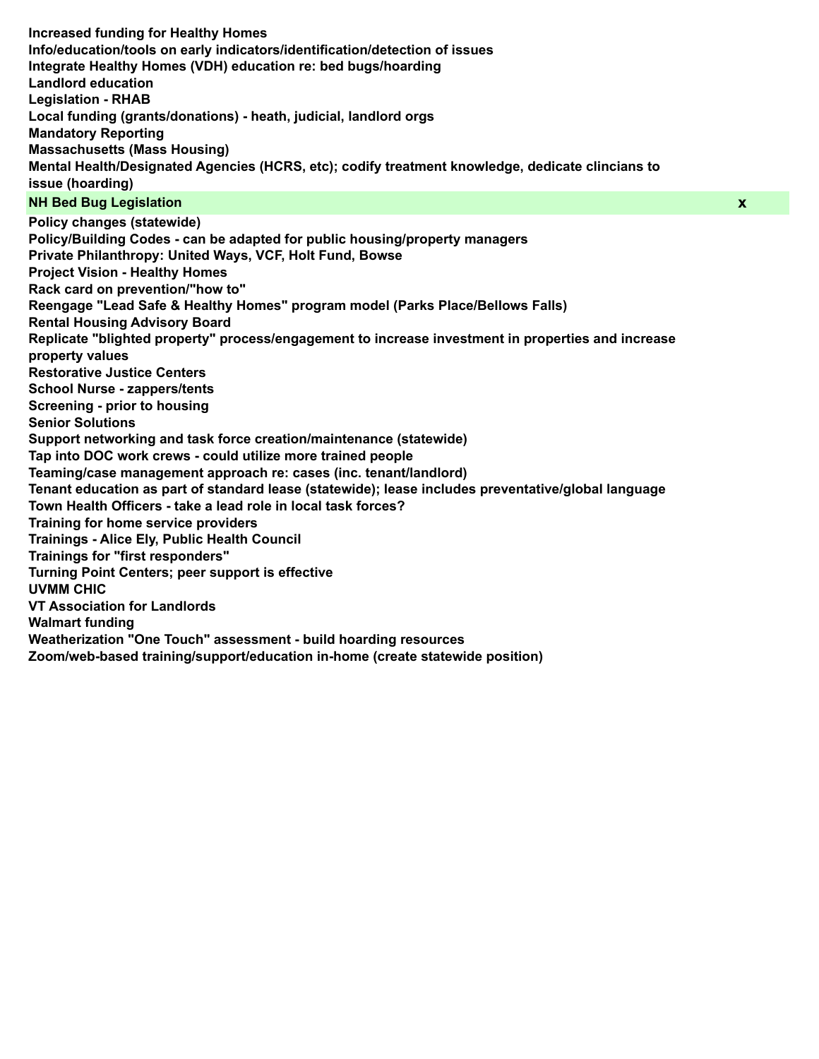| | |
|---|---|
| Increased funding for Healthy Homes | |
| Info/education/tools on early indicators/identification/detection of issues | |
| Integrate Healthy Homes (VDH) education re: bed bugs/hoarding | |
| Landlord education | |
| Legislation - RHAB | |
| Local funding (grants/donations) - heath, judicial, landlord orgs | |
| Mandatory Reporting | |
| Massachusetts (Mass Housing) | |
| Mental Health/Designated Agencies (HCRS, etc); codify treatment knowledge, dedicate clincians to issue (hoarding) | |
| NH Bed Bug Legislation | x |
| Policy changes (statewide) | |
| Policy/Building Codes - can be adapted for public housing/property managers | |
| Private Philanthropy: United Ways, VCF, Holt Fund, Bowse | |
| Project Vision - Healthy Homes | |
| Rack card on prevention/"how to" | |
| Reengage "Lead Safe & Healthy Homes" program model (Parks Place/Bellows Falls) | |
| Rental Housing Advisory Board | |
| Replicate "blighted property" process/engagement to increase investment in properties and increase property values | |
| Restorative Justice Centers | |
| School Nurse - zappers/tents | |
| Screening - prior to housing | |
| Senior Solutions | |
| Support networking and task force creation/maintenance (statewide) | |
| Tap into DOC work crews - could utilize more trained people | |
| Teaming/case management approach re: cases (inc. tenant/landlord) | |
| Tenant education as part of standard lease (statewide); lease includes preventative/global language | |
| Town Health Officers - take a lead role in local task forces? | |
| Training for home service providers | |
| Trainings - Alice Ely, Public Health Council | |
| Trainings for "first responders" | |
| Turning Point Centers; peer support is effective | |
| UVMM CHIC | |
| VT Association for Landlords | |
| Walmart funding | |
| Weatherization "One Touch" assessment - build hoarding resources | |
| Zoom/web-based training/support/education in-home (create statewide position) | |